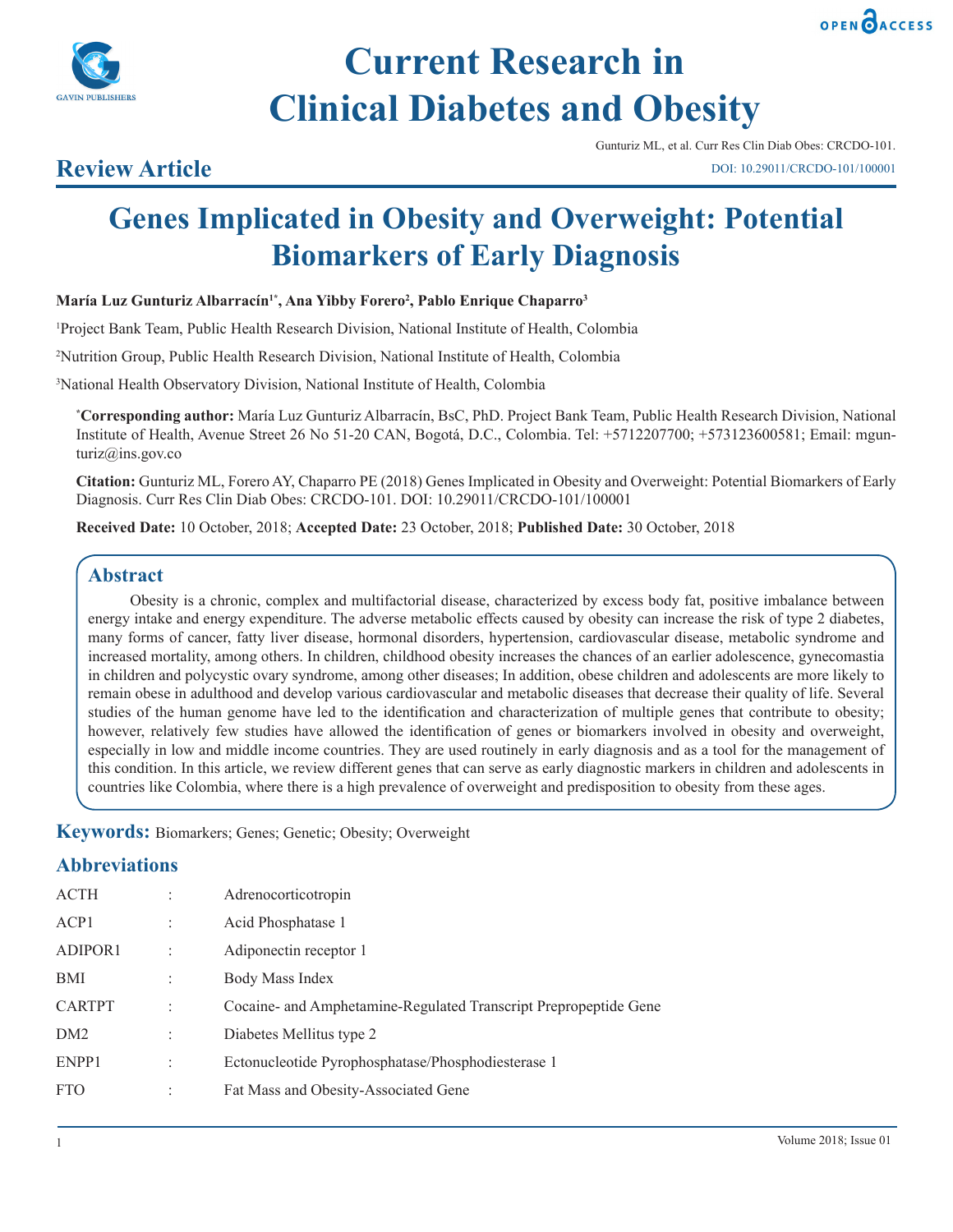# Current Research in Clinical Diabetes and Obesity

Gunturiz ML, et al. Curr Res Clin Diab Obes: CRCDO-101.

DOI: 10.29011/CRCDO-101/100001

## Review Article

# Genes Implicated in Obesity and Overweight: Potential Biomarkers of Early Diagnosis

**María Luz Gunturiz Albarracín[1*], Ana Yibby Forero[2], Pablo Enrique Chaparro[3]**

[1]Project Bank Team, Public Health Research Division, National Institute of Health, Colombia

[2]Nutrition Group, Public Health Research Division, National Institute of Health, Colombia

[3]National Health Observatory Division, National Institute of Health, Colombia

**[*]Corresponding author:** María Luz Gunturiz Albarracín, BsC, PhD. Project Bank Team, Public Health Research Division, National Institute of Health, Avenue Street 26 No 51-20 CAN, Bogotá, D.C., Colombia. Tel: +5712207700; +573123600581; Email: mgunturiz@ins.gov.co

**Citation:** Gunturiz ML, Forero AY, Chaparro PE (2018) Genes Implicated in Obesity and Overweight: Potential Biomarkers of Early Diagnosis. Curr Res Clin Diab Obes: CRCDO-101. DOI: 10.29011/CRCDO-101/100001

**Received Date:** 10 October, 2018; **Accepted Date:** 23 October, 2018; **Published Date:** 30 October, 2018

## Abstract

Obesity is a chronic, complex and multifactorial disease, characterized by excess body fat, positive imbalance between energy intake and energy expenditure. The adverse metabolic effects caused by obesity can increase the risk of type 2 diabetes, many forms of cancer, fatty liver disease, hormonal disorders, hypertension, cardiovascular disease, metabolic syndrome and increased mortality, among others. In children, childhood obesity increases the chances of an earlier adolescence, gynecomastia in children and polycystic ovary syndrome, among other diseases; In addition, obese children and adolescents are more likely to remain obese in adulthood and develop various cardiovascular and metabolic diseases that decrease their quality of life. Several studies of the human genome have led to the identification and characterization of multiple genes that contribute to obesity; however, relatively few studies have allowed the identification of genes or biomarkers involved in obesity and overweight, especially in low and middle income countries. They are used routinely in early diagnosis and as a tool for the management of this condition. In this article, we review different genes that can serve as early diagnostic markers in children and adolescents in countries like Colombia, where there is a high prevalence of overweight and predisposition to obesity from these ages.

**Keywords:** Biomarkers; Genes; Genetic; Obesity; Overweight

## Abbreviations

| | | |
|---|---|---|
| ACTH | : | Adrenocorticotropin |
| ACP1 | : | Acid Phosphatase 1 |
| ADIPOR1 | : | Adiponectin receptor 1 |
| BMI | : | Body Mass Index |
| CARTPT | : | Cocaine- and Amphetamine-Regulated Transcript Prepropeptide Gene |
| DM2 | : | Diabetes Mellitus type 2 |
| ENPP1 | : | Ectonucleotide Pyrophosphatase/Phosphodiesterase 1 |
| FTO | : | Fat Mass and Obesity-Associated Gene |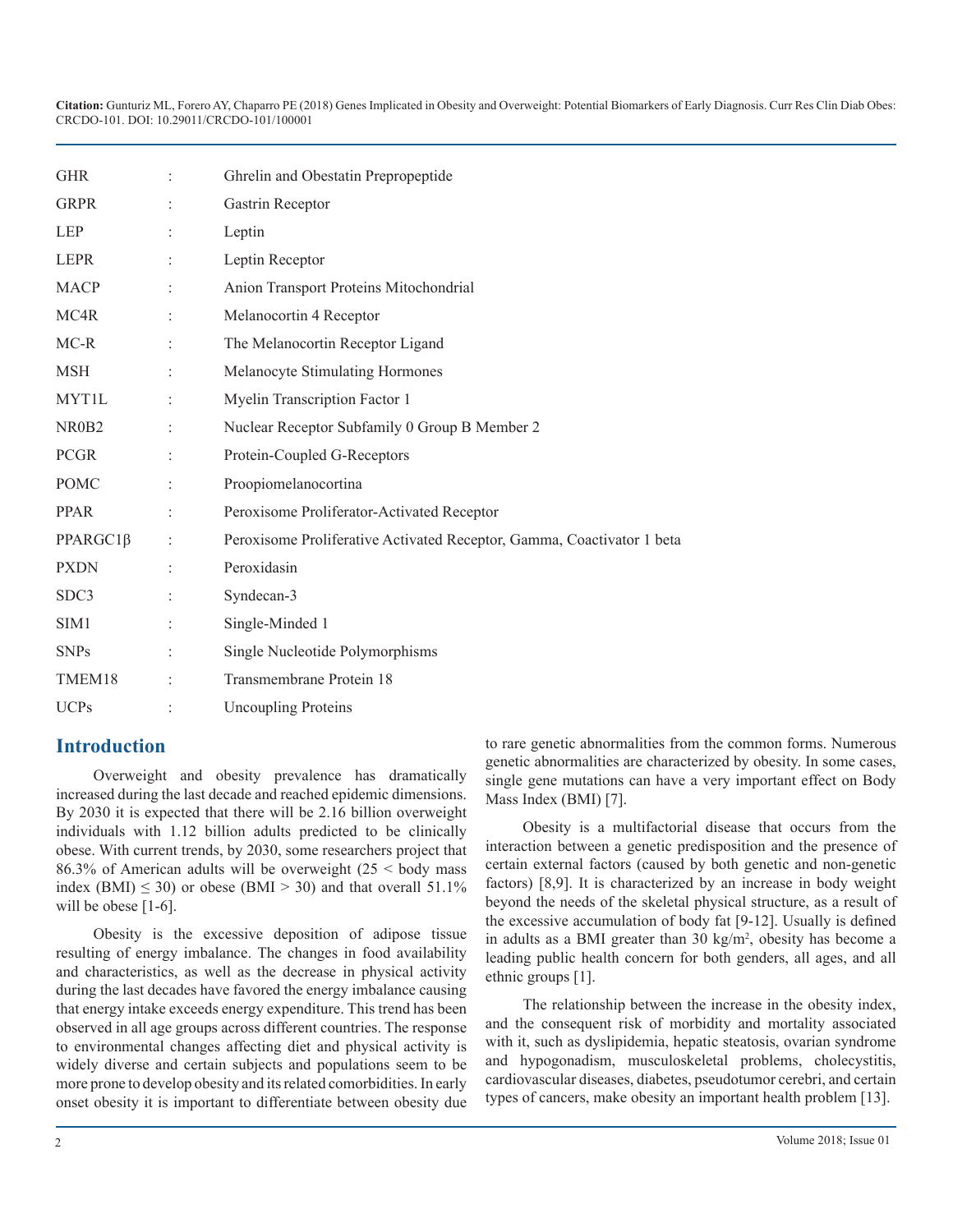| | | |
|---|---|---|
| GHR | : | Ghrelin and Obestatin Prepropeptide |
| GRPR | : | Gastrin Receptor |
| LEP | : | Leptin |
| LEPR | : | Leptin Receptor |
| MACP | : | Anion Transport Proteins Mitochondrial |
| MC4R | : | Melanocortin 4 Receptor |
| MC-R | : | The Melanocortin Receptor Ligand |
| MSH | : | Melanocyte Stimulating Hormones |
| MYT1L | : | Myelin Transcription Factor 1 |
| NR0B2 | : | Nuclear Receptor Subfamily 0 Group B Member 2 |
| PCGR | : | Protein-Coupled G-Receptors |
| POMC | : | Proopiomelanocortina |
| PPAR | : | Peroxisome Proliferator-Activated Receptor |
| PPARGC1β | : | Peroxisome Proliferative Activated Receptor, Gamma, Coactivator 1 beta |
| PXDN | : | Peroxidasin |
| SDC3 | : | Syndecan-3 |
| SIM1 | : | Single-Minded 1 |
| SNPs | : | Single Nucleotide Polymorphisms |
| TMEM18 | : | Transmembrane Protein 18 |
| UCPs | : | Uncoupling Proteins |

## Introduction

Overweight and obesity prevalence has dramatically increased during the last decade and reached epidemic dimensions. By 2030 it is expected that there will be 2.16 billion overweight individuals with 1.12 billion adults predicted to be clinically obese. With current trends, by 2030, some researchers project that 86.3% of American adults will be overweight (25 < body mass index (BMI) ≤ 30) or obese (BMI > 30) and that overall 51.1% will be obese [1-6].

Obesity is the excessive deposition of adipose tissue resulting of energy imbalance. The changes in food availability and characteristics, as well as the decrease in physical activity during the last decades have favored the energy imbalance causing that energy intake exceeds energy expenditure. This trend has been observed in all age groups across different countries. The response to environmental changes affecting diet and physical activity is widely diverse and certain subjects and populations seem to be more prone to develop obesity and its related comorbidities. In early onset obesity it is important to differentiate between obesity due to rare genetic abnormalities from the common forms. Numerous genetic abnormalities are characterized by obesity. In some cases, single gene mutations can have a very important effect on Body Mass Index (BMI) [7].

Obesity is a multifactorial disease that occurs from the interaction between a genetic predisposition and the presence of certain external factors (caused by both genetic and non-genetic factors) [8,9]. It is characterized by an increase in body weight beyond the needs of the skeletal physical structure, as a result of the excessive accumulation of body fat [9-12]. Usually is defined in adults as a BMI greater than 30 kg/m$^2$, obesity has become a leading public health concern for both genders, all ages, and all ethnic groups [1].

The relationship between the increase in the obesity index, and the consequent risk of morbidity and mortality associated with it, such as dyslipidemia, hepatic steatosis, ovarian syndrome and hypogonadism, musculoskeletal problems, cholecystitis, cardiovascular diseases, diabetes, pseudotumor cerebri, and certain types of cancers, make obesity an important health problem [13].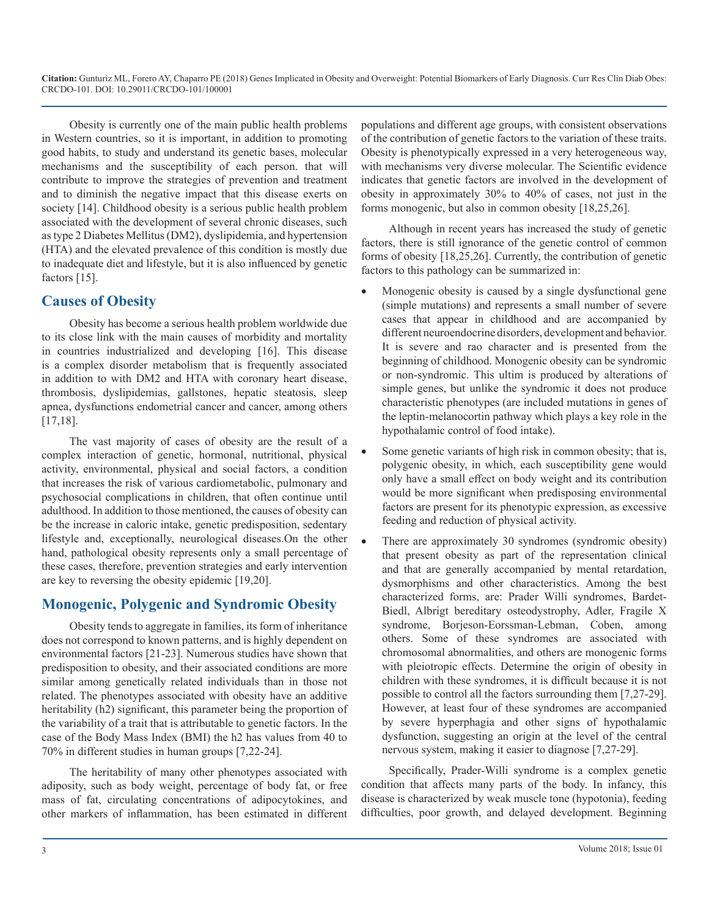Obesity is currently one of the main public health problems in Western countries, so it is important, in addition to promoting good habits, to study and understand its genetic bases, molecular mechanisms and the susceptibility of each person. that will contribute to improve the strategies of prevention and treatment and to diminish the negative impact that this disease exerts on society [14]. Childhood obesity is a serious public health problem associated with the development of several chronic diseases, such as type 2 Diabetes Mellitus (DM2), dyslipidemia, and hypertension (HTA) and the elevated prevalence of this condition is mostly due to inadequate diet and lifestyle, but it is also influenced by genetic factors [15].

## Causes of Obesity

Obesity has become a serious health problem worldwide due to its close link with the main causes of morbidity and mortality in countries industrialized and developing [16]. This disease is a complex disorder metabolism that is frequently associated in addition to with DM2 and HTA with coronary heart disease, thrombosis, dyslipidemias, gallstones, hepatic steatosis, sleep apnea, dysfunctions endometrial cancer and cancer, among others [17,18].

The vast majority of cases of obesity are the result of a complex interaction of genetic, hormonal, nutritional, physical activity, environmental, physical and social factors, a condition that increases the risk of various cardiometabolic, pulmonary and psychosocial complications in children, that often continue until adulthood. In addition to those mentioned, the causes of obesity can be the increase in caloric intake, genetic predisposition, sedentary lifestyle and, exceptionally, neurological diseases.On the other hand, pathological obesity represents only a small percentage of these cases, therefore, prevention strategies and early intervention are key to reversing the obesity epidemic [19,20].

## Monogenic, Polygenic and Syndromic Obesity

Obesity tends to aggregate in families, its form of inheritance does not correspond to known patterns, and is highly dependent on environmental factors [21-23]. Numerous studies have shown that predisposition to obesity, and their associated conditions are more similar among genetically related individuals than in those not related. The phenotypes associated with obesity have an additive heritability (h2) significant, this parameter being the proportion of the variability of a trait that is attributable to genetic factors. In the case of the Body Mass Index (BMI) the h2 has values from 40 to 70% in different studies in human groups [7,22-24].

The heritability of many other phenotypes associated with adiposity, such as body weight, percentage of body fat, or free mass of fat, circulating concentrations of adipocytokines, and other markers of inflammation, has been estimated in different populations and different age groups, with consistent observations of the contribution of genetic factors to the variation of these traits. Obesity is phenotypically expressed in a very heterogeneous way, with mechanisms very diverse molecular. The Scientific evidence indicates that genetic factors are involved in the development of obesity in approximately 30% to 40% of cases, not just in the forms monogenic, but also in common obesity [18,25,26].

Although in recent years has increased the study of genetic factors, there is still ignorance of the genetic control of common forms of obesity [18,25,26]. Currently, the contribution of genetic factors to this pathology can be summarized in:

- Monogenic obesity is caused by a single dysfunctional gene (simple mutations) and represents a small number of severe cases that appear in childhood and are accompanied by different neuroendocrine disorders, development and behavior. It is severe and rao character and is presented from the beginning of childhood. Monogenic obesity can be syndromic or non-syndromic. This ultim is produced by alterations of simple genes, but unlike the syndromic it does not produce characteristic phenotypes (are included mutations in genes of the leptin-melanocortin pathway which plays a key role in the hypothalamic control of food intake).
- Some genetic variants of high risk in common obesity; that is, polygenic obesity, in which, each susceptibility gene would only have a small effect on body weight and its contribution would be more significant when predisposing environmental factors are present for its phenotypic expression, as excessive feeding and reduction of physical activity.
- There are approximately 30 syndromes (syndromic obesity) that present obesity as part of the representation clinical and that are generally accompanied by mental retardation, dysmorphisms and other characteristics. Among the best characterized forms, are: Prader Willi syndromes, Bardet-Biedl, Albrigt bereditary osteodystrophy, Adler, Fragile X syndrome, Borjeson-Eorssman-Lebman, Coben, among others. Some of these syndromes are associated with chromosomal abnormalities, and others are monogenic forms with pleiotropic effects. Determine the origin of obesity in children with these syndromes, it is difficult because it is not possible to control all the factors surrounding them [7,27-29]. However, at least four of these syndromes are accompanied by severe hyperphagia and other signs of hypothalamic dysfunction, suggesting an origin at the level of the central nervous system, making it easier to diagnose [7,27-29].

Specifically, Prader-Willi syndrome is a complex genetic condition that affects many parts of the body. In infancy, this disease is characterized by weak muscle tone (hypotonia), feeding difficulties, poor growth, and delayed development. Beginning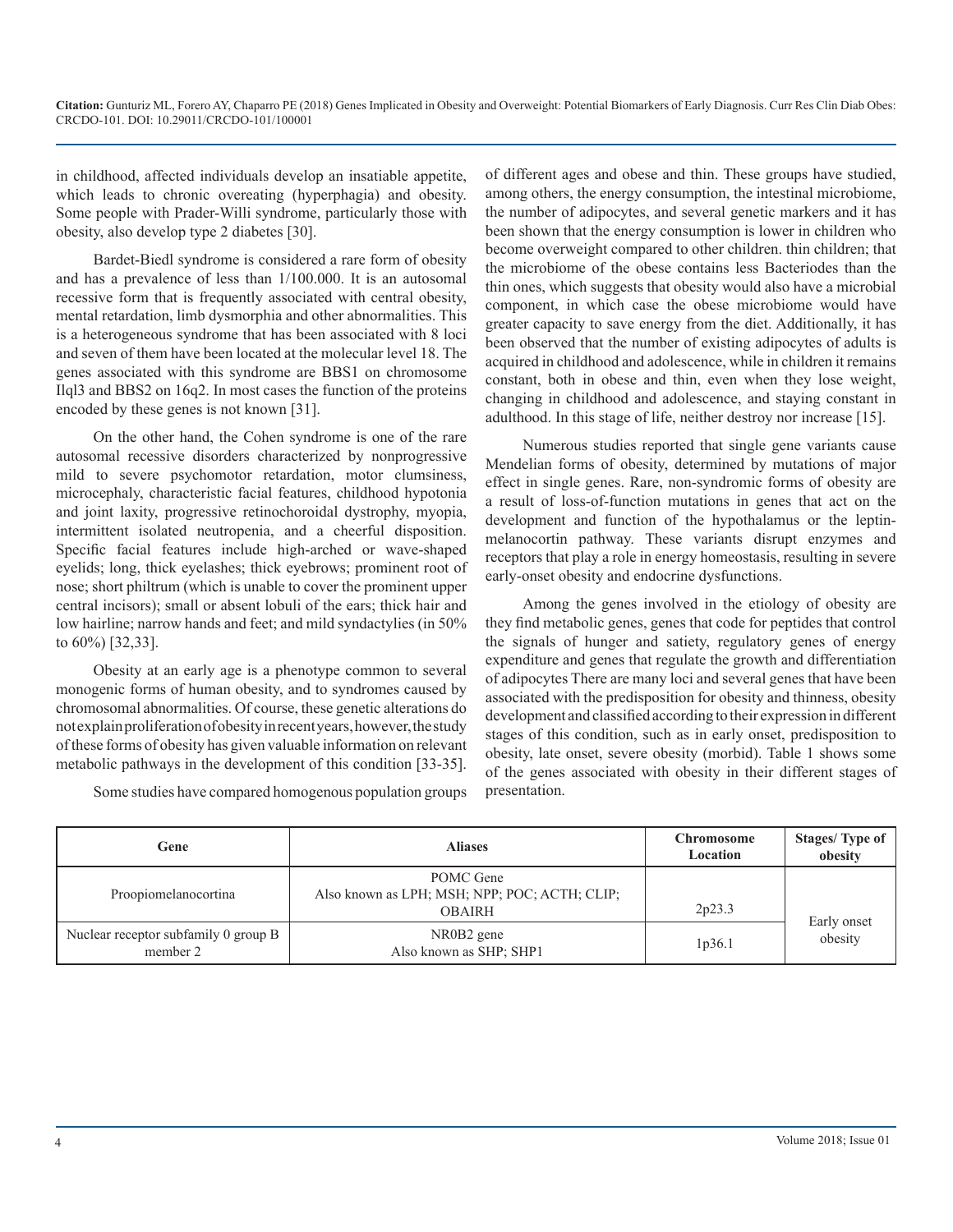in childhood, affected individuals develop an insatiable appetite, which leads to chronic overeating (hyperphagia) and obesity. Some people with Prader-Willi syndrome, particularly those with obesity, also develop type 2 diabetes [30].

Bardet-Biedl syndrome is considered a rare form of obesity and has a prevalence of less than 1/100.000. It is an autosomal recessive form that is frequently associated with central obesity, mental retardation, limb dysmorphia and other abnormalities. This is a heterogeneous syndrome that has been associated with 8 loci and seven of them have been located at the molecular level 18. The genes associated with this syndrome are BBS1 on chromosome Ilql3 and BBS2 on 16q2. In most cases the function of the proteins encoded by these genes is not known [31].

On the other hand, the Cohen syndrome is one of the rare autosomal recessive disorders characterized by nonprogressive mild to severe psychomotor retardation, motor clumsiness, microcephaly, characteristic facial features, childhood hypotonia and joint laxity, progressive retinochoroidal dystrophy, myopia, intermittent isolated neutropenia, and a cheerful disposition. Specific facial features include high-arched or wave-shaped eyelids; long, thick eyelashes; thick eyebrows; prominent root of nose; short philtrum (which is unable to cover the prominent upper central incisors); small or absent lobuli of the ears; thick hair and low hairline; narrow hands and feet; and mild syndactylies (in 50% to 60%) [32,33].

Obesity at an early age is a phenotype common to several monogenic forms of human obesity, and to syndromes caused by chromosomal abnormalities. Of course, these genetic alterations do not explain proliferation of obesity in recent years, however, the study of these forms of obesity has given valuable information on relevant metabolic pathways in the development of this condition [33-35].

Some studies have compared homogenous population groups of different ages and obese and thin. These groups have studied, among others, the energy consumption, the intestinal microbiome, the number of adipocytes, and several genetic markers and it has been shown that the energy consumption is lower in children who become overweight compared to other children. thin children; that the microbiome of the obese contains less Bacteriodes than the thin ones, which suggests that obesity would also have a microbial component, in which case the obese microbiome would have greater capacity to save energy from the diet. Additionally, it has been observed that the number of existing adipocytes of adults is acquired in childhood and adolescence, while in children it remains constant, both in obese and thin, even when they lose weight, changing in childhood and adolescence, and staying constant in adulthood. In this stage of life, neither destroy nor increase [15].

Numerous studies reported that single gene variants cause Mendelian forms of obesity, determined by mutations of major effect in single genes. Rare, non-syndromic forms of obesity are a result of loss-of-function mutations in genes that act on the development and function of the hypothalamus or the leptin-melanocortin pathway. These variants disrupt enzymes and receptors that play a role in energy homeostasis, resulting in severe early-onset obesity and endocrine dysfunctions.

Among the genes involved in the etiology of obesity are they find metabolic genes, genes that code for peptides that control the signals of hunger and satiety, regulatory genes of energy expenditure and genes that regulate the growth and differentiation of adipocytes There are many loci and several genes that have been associated with the predisposition for obesity and thinness, obesity development and classified according to their expression in different stages of this condition, such as in early onset, predisposition to obesity, late onset, severe obesity (morbid). Table 1 shows some of the genes associated with obesity in their different stages of presentation.

| Gene | Aliases | Chromosome Location | Stages/ Type of obesity |
|---|---|---|---|
| Proopiomelanocortina | POMC Gene<br>Also known as LPH; MSH; NPP; POC; ACTH; CLIP; OBAIRH | 2p23.3 | Early onset obesity |
| Nuclear receptor subfamily 0 group B member 2 | NR0B2 gene<br>Also known as SHP; SHP1 | 1p36.1 | |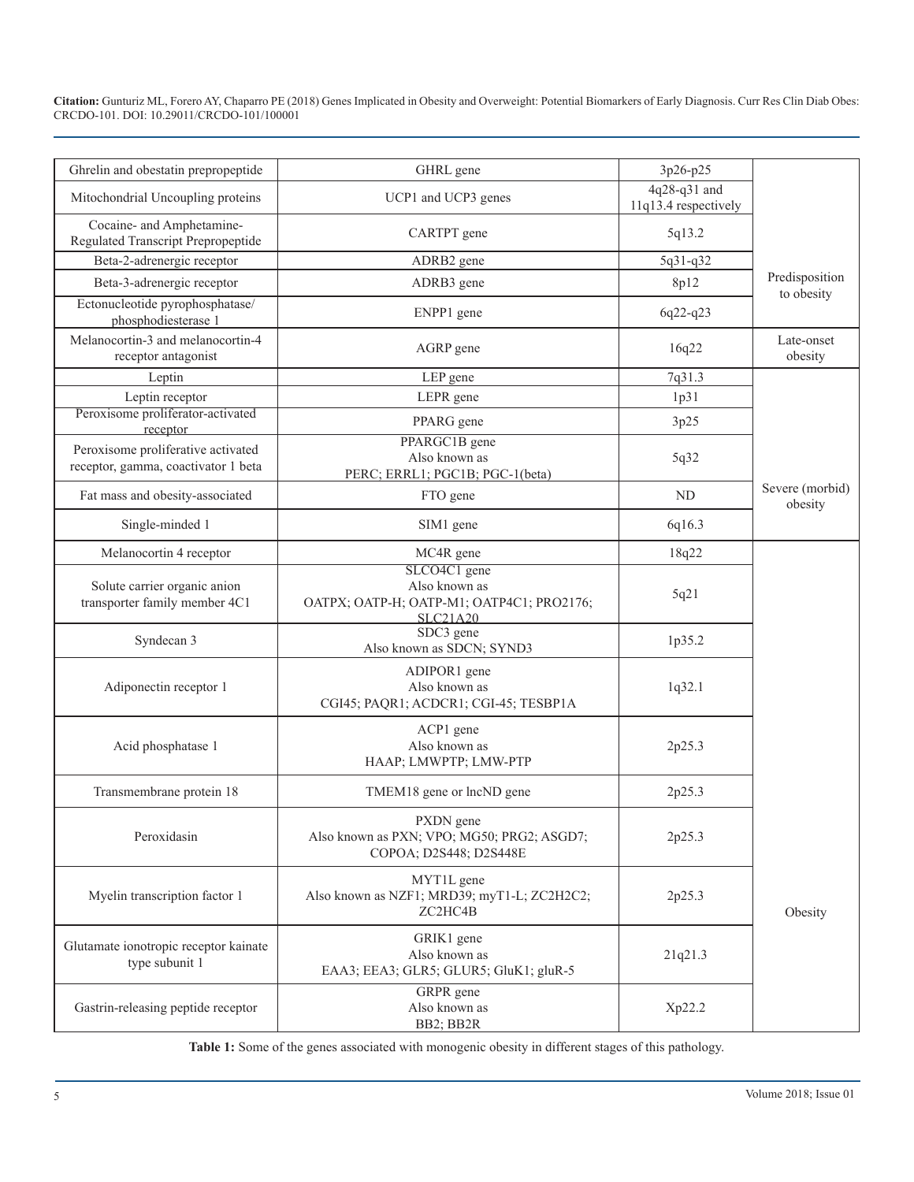| Ghrelin and obestatin prepropeptide | GHRL gene | 3p26-p25 | Predisposition to obesity |
|---|---|---|---|
| Mitochondrial Uncoupling proteins | UCP1 and UCP3 genes | 4q28-q31 and 11q13.4 respectively | |
| Cocaine- and Amphetamine-Regulated Transcript Prepropeptide | CARTPT gene | 5q13.2 | |
| Beta-2-adrenergic receptor | ADRB2 gene | 5q31-q32 | |
| Beta-3-adrenergic receptor | ADRB3 gene | 8p12 | |
| Ectonucleotide pyrophosphatase/ phosphodiesterase 1 | ENPP1 gene | 6q22-q23 | |
| Melanocortin-3 and melanocortin-4 receptor antagonist | AGRP gene | 16q22 | Late-onset obesity |
| Leptin | LEP gene | 7q31.3 | Severe (morbid) obesity |
| Leptin receptor | LEPR gene | 1p31 | |
| Peroxisome proliferator-activated receptor | PPARG gene | 3p25 | |
| Peroxisome proliferative activated receptor, gamma, coactivator 1 beta | PPARGC1B gene Also known as PERC; ERRL1; PGC1B; PGC-1(beta) | 5q32 | |
| Fat mass and obesity-associated | FTO gene | ND | |
| Single-minded 1 | SIM1 gene | 6q16.3 | |
| Melanocortin 4 receptor | MC4R gene | 18q22 | Obesity |
| Solute carrier organic anion transporter family member 4C1 | SLCO4C1 gene Also known as OATPX; OATP-H; OATP-M1; OATP4C1; PRO2176; SLC21A20 | 5q21 | |
| Syndecan 3 | SDC3 gene Also known as SDCN; SYND3 | 1p35.2 | |
| Adiponectin receptor 1 | ADIPOR1 gene Also known as CGI45; PAQR1; ACDCR1; CGI-45; TESBP1A | 1q32.1 | |
| Acid phosphatase 1 | ACP1 gene Also known as HAAP; LMWPTP; LMW-PTP | 2p25.3 | |
| Transmembrane protein 18 | TMEM18 gene or lncND gene | 2p25.3 | |
| Peroxidasin | PXDN gene Also known as PXN; VPO; MG50; PRG2; ASGD7; COPOA; D2S448; D2S448E | 2p25.3 | |
| Myelin transcription factor 1 | MYT1L gene Also known as NZF1; MRD39; myT1-L; ZC2H2C2; ZC2HC4B | 2p25.3 | |
| Glutamate ionotropic receptor kainate type subunit 1 | GRIK1 gene Also known as EAA3; EEA3; GLR5; GLUR5; GluK1; gluR-5 | 21q21.3 | |
| Gastrin-releasing peptide receptor | GRPR gene Also known as BB2; BB2R | Xp22.2 | |

**Table 1:** Some of the genes associated with monogenic obesity in different stages of this pathology.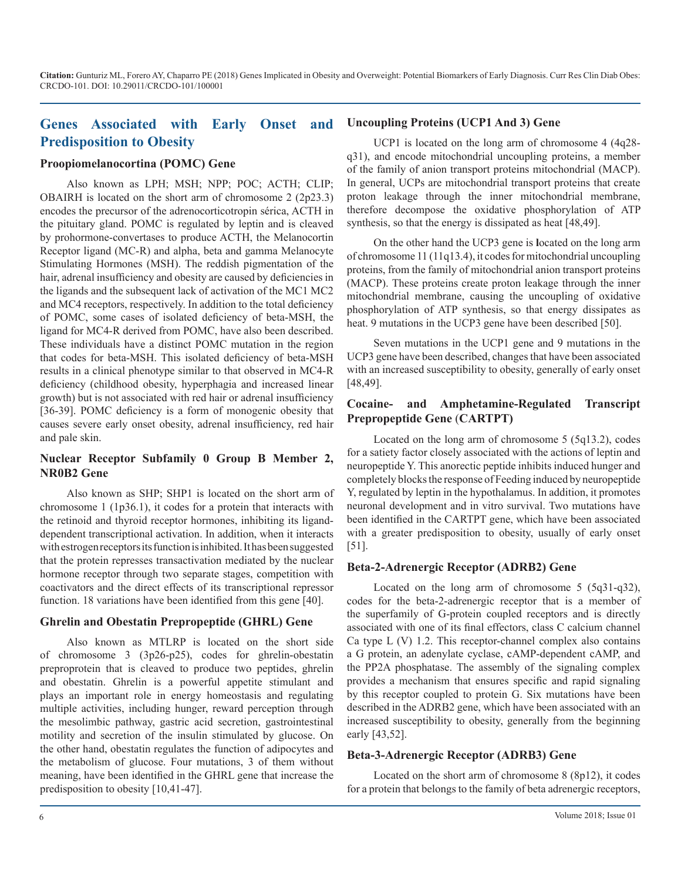## Genes Associated with Early Onset and Predisposition to Obesity

### Proopiomelanocortina (POMC) Gene

Also known as LPH; MSH; NPP; POC; ACTH; CLIP; OBAIRH is located on the short arm of chromosome 2 (2p23.3) encodes the precursor of the adrenocorticotropin sérica, ACTH in the pituitary gland. POMC is regulated by leptin and is cleaved by prohormone-convertases to produce ACTH, the Melanocortin Receptor ligand (MC-R) and alpha, beta and gamma Melanocyte Stimulating Hormones (MSH). The reddish pigmentation of the hair, adrenal insufficiency and obesity are caused by deficiencies in the ligands and the subsequent lack of activation of the MC1 MC2 and MC4 receptors, respectively. In addition to the total deficiency of POMC, some cases of isolated deficiency of beta-MSH, the ligand for MC4-R derived from POMC, have also been described. These individuals have a distinct POMC mutation in the region that codes for beta-MSH. This isolated deficiency of beta-MSH results in a clinical phenotype similar to that observed in MC4-R deficiency (childhood obesity, hyperphagia and increased linear growth) but is not associated with red hair or adrenal insufficiency [36-39]. POMC deficiency is a form of monogenic obesity that causes severe early onset obesity, adrenal insufficiency, red hair and pale skin.

### Nuclear Receptor Subfamily 0 Group B Member 2, NR0B2 Gene

Also known as SHP; SHP1 is located on the short arm of chromosome 1 (1p36.1), it codes for a protein that interacts with the retinoid and thyroid receptor hormones, inhibiting its ligand-dependent transcriptional activation. In addition, when it interacts with estrogen receptors its function is inhibited. It has been suggested that the protein represses transactivation mediated by the nuclear hormone receptor through two separate stages, competition with coactivators and the direct effects of its transcriptional repressor function. 18 variations have been identified from this gene [40].

### Ghrelin and Obestatin Prepropeptide (GHRL) Gene

Also known as MTLRP is located on the short side of chromosome 3 (3p26-p25), codes for ghrelin-obestatin preproprotein that is cleaved to produce two peptides, ghrelin and obestatin. Ghrelin is a powerful appetite stimulant and plays an important role in energy homeostasis and regulating multiple activities, including hunger, reward perception through the mesolimbic pathway, gastric acid secretion, gastrointestinal motility and secretion of the insulin stimulated by glucose. On the other hand, obestatin regulates the function of adipocytes and the metabolism of glucose. Four mutations, 3 of them without meaning, have been identified in the GHRL gene that increase the predisposition to obesity [10,41-47].

### Uncoupling Proteins (UCP1 And 3) Gene

UCP1 is located on the long arm of chromosome 4 (4q28-q31), and encode mitochondrial uncoupling proteins, a member of the family of anion transport proteins mitochondrial (MACP). In general, UCPs are mitochondrial transport proteins that create proton leakage through the inner mitochondrial membrane, therefore decompose the oxidative phosphorylation of ATP synthesis, so that the energy is dissipated as heat [48,49].

On the other hand the UCP3 gene is located on the long arm of chromosome 11 (11q13.4), it codes for mitochondrial uncoupling proteins, from the family of mitochondrial anion transport proteins (MACP). These proteins create proton leakage through the inner mitochondrial membrane, causing the uncoupling of oxidative phosphorylation of ATP synthesis, so that energy dissipates as heat. 9 mutations in the UCP3 gene have been described [50].

Seven mutations in the UCP1 gene and 9 mutations in the UCP3 gene have been described, changes that have been associated with an increased susceptibility to obesity, generally of early onset [48,49].

### Cocaine- and Amphetamine-Regulated Transcript Prepropeptide Gene (CARTPT)

Located on the long arm of chromosome 5 (5q13.2), codes for a satiety factor closely associated with the actions of leptin and neuropeptide Y. This anorectic peptide inhibits induced hunger and completely blocks the response of Feeding induced by neuropeptide Y, regulated by leptin in the hypothalamus. In addition, it promotes neuronal development and in vitro survival. Two mutations have been identified in the CARTPT gene, which have been associated with a greater predisposition to obesity, usually of early onset [51].

### Beta-2-Adrenergic Receptor (ADRB2) Gene

Located on the long arm of chromosome 5 (5q31-q32), codes for the beta-2-adrenergic receptor that is a member of the superfamily of G-protein coupled receptors and is directly associated with one of its final effectors, class C calcium channel Ca type L (V) 1.2. This receptor-channel complex also contains a G protein, an adenylate cyclase, cAMP-dependent cAMP, and the PP2A phosphatase. The assembly of the signaling complex provides a mechanism that ensures specific and rapid signaling by this receptor coupled to protein G. Six mutations have been described in the ADRB2 gene, which have been associated with an increased susceptibility to obesity, generally from the beginning early [43,52].

### Beta-3-Adrenergic Receptor (ADRB3) Gene

Located on the short arm of chromosome 8 (8p12), it codes for a protein that belongs to the family of beta adrenergic receptors,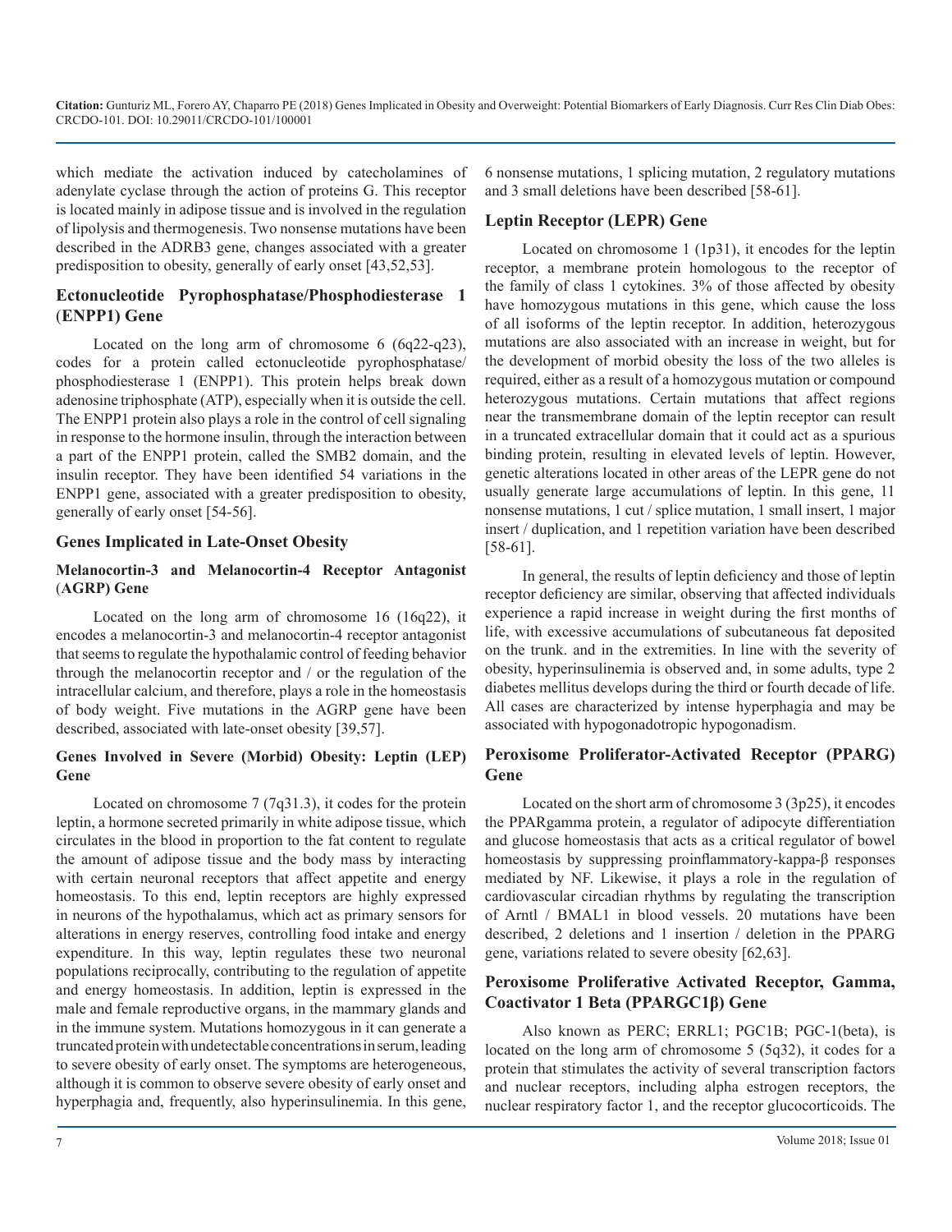which mediate the activation induced by catecholamines of adenylate cyclase through the action of proteins G. This receptor is located mainly in adipose tissue and is involved in the regulation of lipolysis and thermogenesis. Two nonsense mutations have been described in the ADRB3 gene, changes associated with a greater predisposition to obesity, generally of early onset [43,52,53].

### Ectonucleotide Pyrophosphatase/Phosphodiesterase 1 (ENPP1) Gene

Located on the long arm of chromosome 6 (6q22-q23), codes for a protein called ectonucleotide pyrophosphatase/ phosphodiesterase 1 (ENPP1). This protein helps break down adenosine triphosphate (ATP), especially when it is outside the cell. The ENPP1 protein also plays a role in the control of cell signaling in response to the hormone insulin, through the interaction between a part of the ENPP1 protein, called the SMB2 domain, and the insulin receptor. They have been identified 54 variations in the ENPP1 gene, associated with a greater predisposition to obesity, generally of early onset [54-56].

## Genes Implicated in Late-Onset Obesity

#### Melanocortin-3 and Melanocortin-4 Receptor Antagonist (AGRP) Gene

Located on the long arm of chromosome 16 (16q22), it encodes a melanocortin-3 and melanocortin-4 receptor antagonist that seems to regulate the hypothalamic control of feeding behavior through the melanocortin receptor and / or the regulation of the intracellular calcium, and therefore, plays a role in the homeostasis of body weight. Five mutations in the AGRP gene have been described, associated with late-onset obesity [39,57].

#### Genes Involved in Severe (Morbid) Obesity: Leptin (LEP) Gene

Located on chromosome 7 (7q31.3), it codes for the protein leptin, a hormone secreted primarily in white adipose tissue, which circulates in the blood in proportion to the fat content to regulate the amount of adipose tissue and the body mass by interacting with certain neuronal receptors that affect appetite and energy homeostasis. To this end, leptin receptors are highly expressed in neurons of the hypothalamus, which act as primary sensors for alterations in energy reserves, controlling food intake and energy expenditure. In this way, leptin regulates these two neuronal populations reciprocally, contributing to the regulation of appetite and energy homeostasis. In addition, leptin is expressed in the male and female reproductive organs, in the mammary glands and in the immune system. Mutations homozygous in it can generate a truncated protein with undetectable concentrations in serum, leading to severe obesity of early onset. The symptoms are heterogeneous, although it is common to observe severe obesity of early onset and hyperphagia and, frequently, also hyperinsulinemia. In this gene, 6 nonsense mutations, 1 splicing mutation, 2 regulatory mutations and 3 small deletions have been described [58-61].

### Leptin Receptor (LEPR) Gene

Located on chromosome 1 (1p31), it encodes for the leptin receptor, a membrane protein homologous to the receptor of the family of class 1 cytokines. 3% of those affected by obesity have homozygous mutations in this gene, which cause the loss of all isoforms of the leptin receptor. In addition, heterozygous mutations are also associated with an increase in weight, but for the development of morbid obesity the loss of the two alleles is required, either as a result of a homozygous mutation or compound heterozygous mutations. Certain mutations that affect regions near the transmembrane domain of the leptin receptor can result in a truncated extracellular domain that it could act as a spurious binding protein, resulting in elevated levels of leptin. However, genetic alterations located in other areas of the LEPR gene do not usually generate large accumulations of leptin. In this gene, 11 nonsense mutations, 1 cut / splice mutation, 1 small insert, 1 major insert / duplication, and 1 repetition variation have been described [58-61].

In general, the results of leptin deficiency and those of leptin receptor deficiency are similar, observing that affected individuals experience a rapid increase in weight during the first months of life, with excessive accumulations of subcutaneous fat deposited on the trunk. and in the extremities. In line with the severity of obesity, hyperinsulinemia is observed and, in some adults, type 2 diabetes mellitus develops during the third or fourth decade of life. All cases are characterized by intense hyperphagia and may be associated with hypogonadotropic hypogonadism.

### Peroxisome Proliferator-Activated Receptor (PPARG) Gene

Located on the short arm of chromosome 3 (3p25), it encodes the PPARgamma protein, a regulator of adipocyte differentiation and glucose homeostasis that acts as a critical regulator of bowel homeostasis by suppressing proinflammatory-kappa-β responses mediated by NF. Likewise, it plays a role in the regulation of cardiovascular circadian rhythms by regulating the transcription of Arntl / BMAL1 in blood vessels. 20 mutations have been described, 2 deletions and 1 insertion / deletion in the PPARG gene, variations related to severe obesity [62,63].

### Peroxisome Proliferative Activated Receptor, Gamma, Coactivator 1 Beta (PPARGC1β) Gene

Also known as PERC; ERRL1; PGC1B; PGC-1(beta), is located on the long arm of chromosome 5 (5q32), it codes for a protein that stimulates the activity of several transcription factors and nuclear receptors, including alpha estrogen receptors, the nuclear respiratory factor 1, and the receptor glucocorticoids. The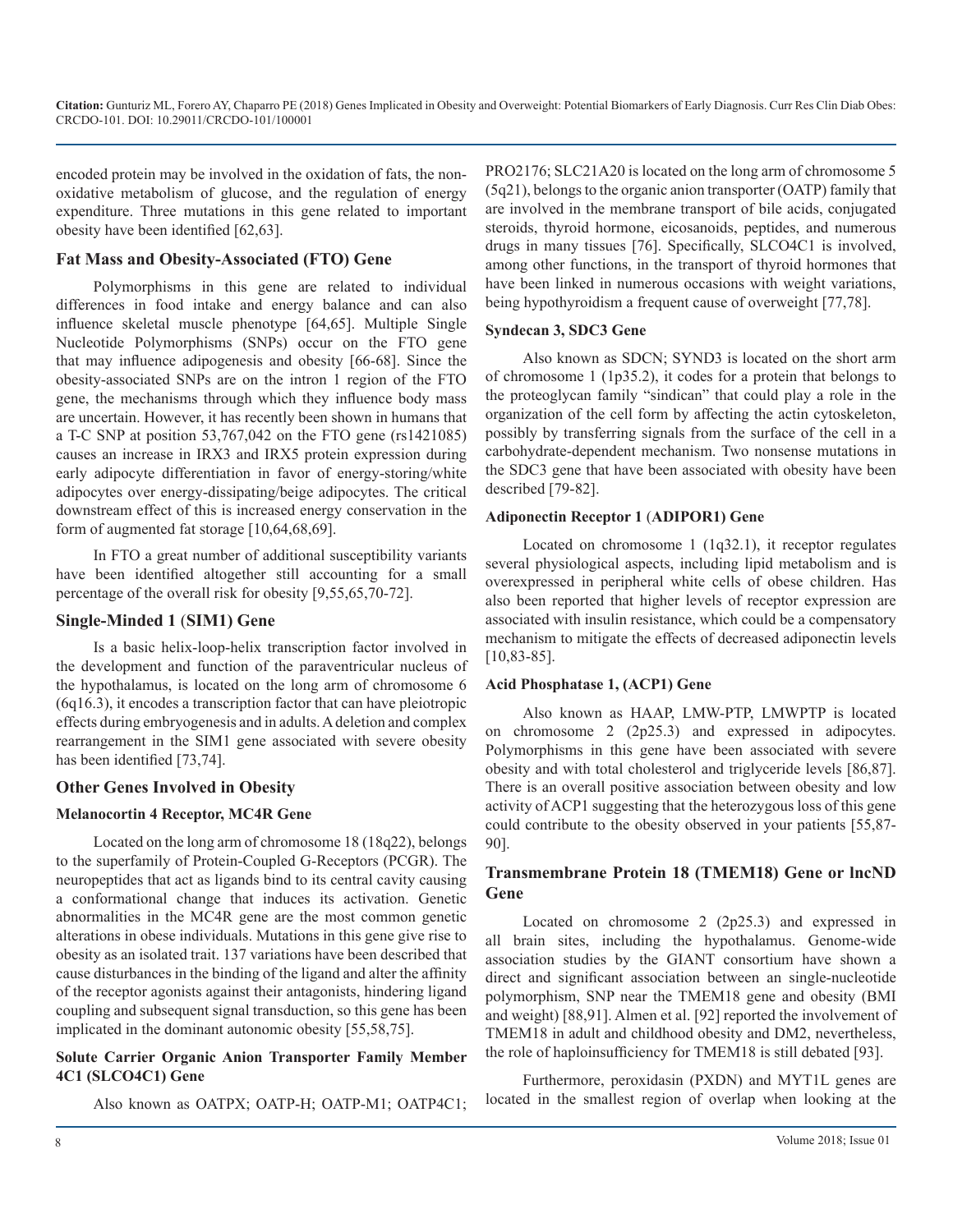encoded protein may be involved in the oxidation of fats, the non-oxidative metabolism of glucose, and the regulation of energy expenditure. Three mutations in this gene related to important obesity have been identified [62,63].

## Fat Mass and Obesity-Associated (FTO) Gene

Polymorphisms in this gene are related to individual differences in food intake and energy balance and can also influence skeletal muscle phenotype [64,65]. Multiple Single Nucleotide Polymorphisms (SNPs) occur on the FTO gene that may influence adipogenesis and obesity [66-68]. Since the obesity-associated SNPs are on the intron 1 region of the FTO gene, the mechanisms through which they influence body mass are uncertain. However, it has recently been shown in humans that a T-C SNP at position 53,767,042 on the FTO gene (rs1421085) causes an increase in IRX3 and IRX5 protein expression during early adipocyte differentiation in favor of energy-storing/white adipocytes over energy-dissipating/beige adipocytes. The critical downstream effect of this is increased energy conservation in the form of augmented fat storage [10,64,68,69].

In FTO a great number of additional susceptibility variants have been identified altogether still accounting for a small percentage of the overall risk for obesity [9,55,65,70-72].

## Single-Minded 1 (SIM1) Gene

Is a basic helix-loop-helix transcription factor involved in the development and function of the paraventricular nucleus of the hypothalamus, is located on the long arm of chromosome 6 (6q16.3), it encodes a transcription factor that can have pleiotropic effects during embryogenesis and in adults. A deletion and complex rearrangement in the SIM1 gene associated with severe obesity has been identified [73,74].

## Other Genes Involved in Obesity

### Melanocortin 4 Receptor, MC4R Gene

Located on the long arm of chromosome 18 (18q22), belongs to the superfamily of Protein-Coupled G-Receptors (PCGR). The neuropeptides that act as ligands bind to its central cavity causing a conformational change that induces its activation. Genetic abnormalities in the MC4R gene are the most common genetic alterations in obese individuals. Mutations in this gene give rise to obesity as an isolated trait. 137 variations have been described that cause disturbances in the binding of the ligand and alter the affinity of the receptor agonists against their antagonists, hindering ligand coupling and subsequent signal transduction, so this gene has been implicated in the dominant autonomic obesity [55,58,75].

### Solute Carrier Organic Anion Transporter Family Member 4C1 (SLCO4C1) Gene

Also known as OATPX; OATP-H; OATP-M1; OATP4C1; PRO2176; SLC21A20 is located on the long arm of chromosome 5 (5q21), belongs to the organic anion transporter (OATP) family that are involved in the membrane transport of bile acids, conjugated steroids, thyroid hormone, eicosanoids, peptides, and numerous drugs in many tissues [76]. Specifically, SLCO4C1 is involved, among other functions, in the transport of thyroid hormones that have been linked in numerous occasions with weight variations, being hypothyroidism a frequent cause of overweight [77,78].

### Syndecan 3, SDC3 Gene

Also known as SDCN; SYND3 is located on the short arm of chromosome 1 (1p35.2), it codes for a protein that belongs to the proteoglycan family "sindican" that could play a role in the organization of the cell form by affecting the actin cytoskeleton, possibly by transferring signals from the surface of the cell in a carbohydrate-dependent mechanism. Two nonsense mutations in the SDC3 gene that have been associated with obesity have been described [79-82].

### Adiponectin Receptor 1 (ADIPOR1) Gene

Located on chromosome 1 (1q32.1), it receptor regulates several physiological aspects, including lipid metabolism and is overexpressed in peripheral white cells of obese children. Has also been reported that higher levels of receptor expression are associated with insulin resistance, which could be a compensatory mechanism to mitigate the effects of decreased adiponectin levels [10,83-85].

### Acid Phosphatase 1, (ACP1) Gene

Also known as HAAP, LMW-PTP, LMWPTP is located on chromosome 2 (2p25.3) and expressed in adipocytes. Polymorphisms in this gene have been associated with severe obesity and with total cholesterol and triglyceride levels [86,87]. There is an overall positive association between obesity and low activity of ACP1 suggesting that the heterozygous loss of this gene could contribute to the obesity observed in your patients [55,87-90].

## Transmembrane Protein 18 (TMEM18) Gene or lncND Gene

Located on chromosome 2 (2p25.3) and expressed in all brain sites, including the hypothalamus. Genome-wide association studies by the GIANT consortium have shown a direct and significant association between an single-nucleotide polymorphism, SNP near the TMEM18 gene and obesity (BMI and weight) [88,91]. Almen et al. [92] reported the involvement of TMEM18 in adult and childhood obesity and DM2, nevertheless, the role of haploinsufficiency for TMEM18 is still debated [93].

Furthermore, peroxidasin (PXDN) and MYT1L genes are located in the smallest region of overlap when looking at the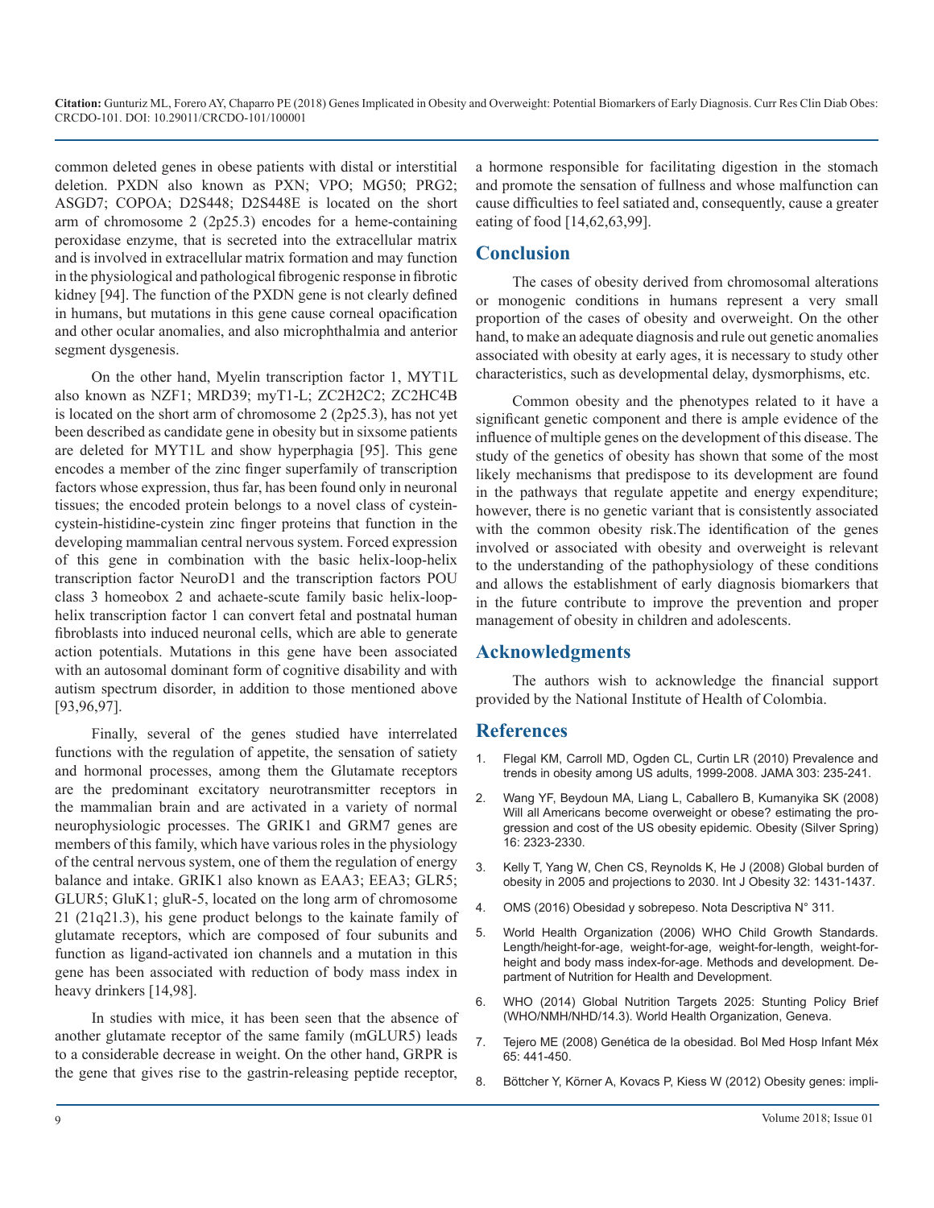common deleted genes in obese patients with distal or interstitial deletion. PXDN also known as PXN; VPO; MG50; PRG2; ASGD7; COPOA; D2S448; D2S448E is located on the short arm of chromosome 2 (2p25.3) encodes for a heme-containing peroxidase enzyme, that is secreted into the extracellular matrix and is involved in extracellular matrix formation and may function in the physiological and pathological fibrogenic response in fibrotic kidney [94]. The function of the PXDN gene is not clearly defined in humans, but mutations in this gene cause corneal opacification and other ocular anomalies, and also microphthalmia and anterior segment dysgenesis.

On the other hand, Myelin transcription factor 1, MYT1L also known as NZF1; MRD39; myT1-L; ZC2H2C2; ZC2HC4B is located on the short arm of chromosome 2 (2p25.3), has not yet been described as candidate gene in obesity but in sixsome patients are deleted for MYT1L and show hyperphagia [95]. This gene encodes a member of the zinc finger superfamily of transcription factors whose expression, thus far, has been found only in neuronal tissues; the encoded protein belongs to a novel class of cystein-cystein-histidine-cystein zinc finger proteins that function in the developing mammalian central nervous system. Forced expression of this gene in combination with the basic helix-loop-helix transcription factor NeuroD1 and the transcription factors POU class 3 homeobox 2 and achaete-scute family basic helix-loop-helix transcription factor 1 can convert fetal and postnatal human fibroblasts into induced neuronal cells, which are able to generate action potentials. Mutations in this gene have been associated with an autosomal dominant form of cognitive disability and with autism spectrum disorder, in addition to those mentioned above [93,96,97].

Finally, several of the genes studied have interrelated functions with the regulation of appetite, the sensation of satiety and hormonal processes, among them the Glutamate receptors are the predominant excitatory neurotransmitter receptors in the mammalian brain and are activated in a variety of normal neurophysiologic processes. The GRIK1 and GRM7 genes are members of this family, which have various roles in the physiology of the central nervous system, one of them the regulation of energy balance and intake. GRIK1 also known as EAA3; EEA3; GLR5; GLUR5; GluK1; gluR-5, located on the long arm of chromosome 21 (21q21.3), his gene product belongs to the kainate family of glutamate receptors, which are composed of four subunits and function as ligand-activated ion channels and a mutation in this gene has been associated with reduction of body mass index in heavy drinkers [14,98].

In studies with mice, it has been seen that the absence of another glutamate receptor of the same family (mGLUR5) leads to a considerable decrease in weight. On the other hand, GRPR is the gene that gives rise to the gastrin-releasing peptide receptor, a hormone responsible for facilitating digestion in the stomach and promote the sensation of fullness and whose malfunction can cause difficulties to feel satiated and, consequently, cause a greater eating of food [14,62,63,99].

## Conclusion

The cases of obesity derived from chromosomal alterations or monogenic conditions in humans represent a very small proportion of the cases of obesity and overweight. On the other hand, to make an adequate diagnosis and rule out genetic anomalies associated with obesity at early ages, it is necessary to study other characteristics, such as developmental delay, dysmorphisms, etc.

Common obesity and the phenotypes related to it have a significant genetic component and there is ample evidence of the influence of multiple genes on the development of this disease. The study of the genetics of obesity has shown that some of the most likely mechanisms that predispose to its development are found in the pathways that regulate appetite and energy expenditure; however, there is no genetic variant that is consistently associated with the common obesity risk.The identification of the genes involved or associated with obesity and overweight is relevant to the understanding of the pathophysiology of these conditions and allows the establishment of early diagnosis biomarkers that in the future contribute to improve the prevention and proper management of obesity in children and adolescents.

## Acknowledgments

The authors wish to acknowledge the financial support provided by the National Institute of Health of Colombia.

## References

1. Flegal KM, Carroll MD, Ogden CL, Curtin LR (2010) Prevalence and trends in obesity among US adults, 1999-2008. JAMA 303: 235-241.
2. Wang YF, Beydoun MA, Liang L, Caballero B, Kumanyika SK (2008) Will all Americans become overweight or obese? estimating the progression and cost of the US obesity epidemic. Obesity (Silver Spring) 16: 2323-2330.
3. Kelly T, Yang W, Chen CS, Reynolds K, He J (2008) Global burden of obesity in 2005 and projections to 2030. Int J Obesity 32: 1431-1437.
4. OMS (2016) Obesidad y sobrepeso. Nota Descriptiva N° 311.
5. World Health Organization (2006) WHO Child Growth Standards. Length/height-for-age, weight-for-age, weight-for-length, weight-for-height and body mass index-for-age. Methods and development. Department of Nutrition for Health and Development.
6. WHO (2014) Global Nutrition Targets 2025: Stunting Policy Brief (WHO/NMH/NHD/14.3). World Health Organization, Geneva.
7. Tejero ME (2008) Genética de la obesidad. Bol Med Hosp Infant Méx 65: 441-450.
8. Böttcher Y, Körner A, Kovacs P, Kiess W (2012) Obesity genes: impli-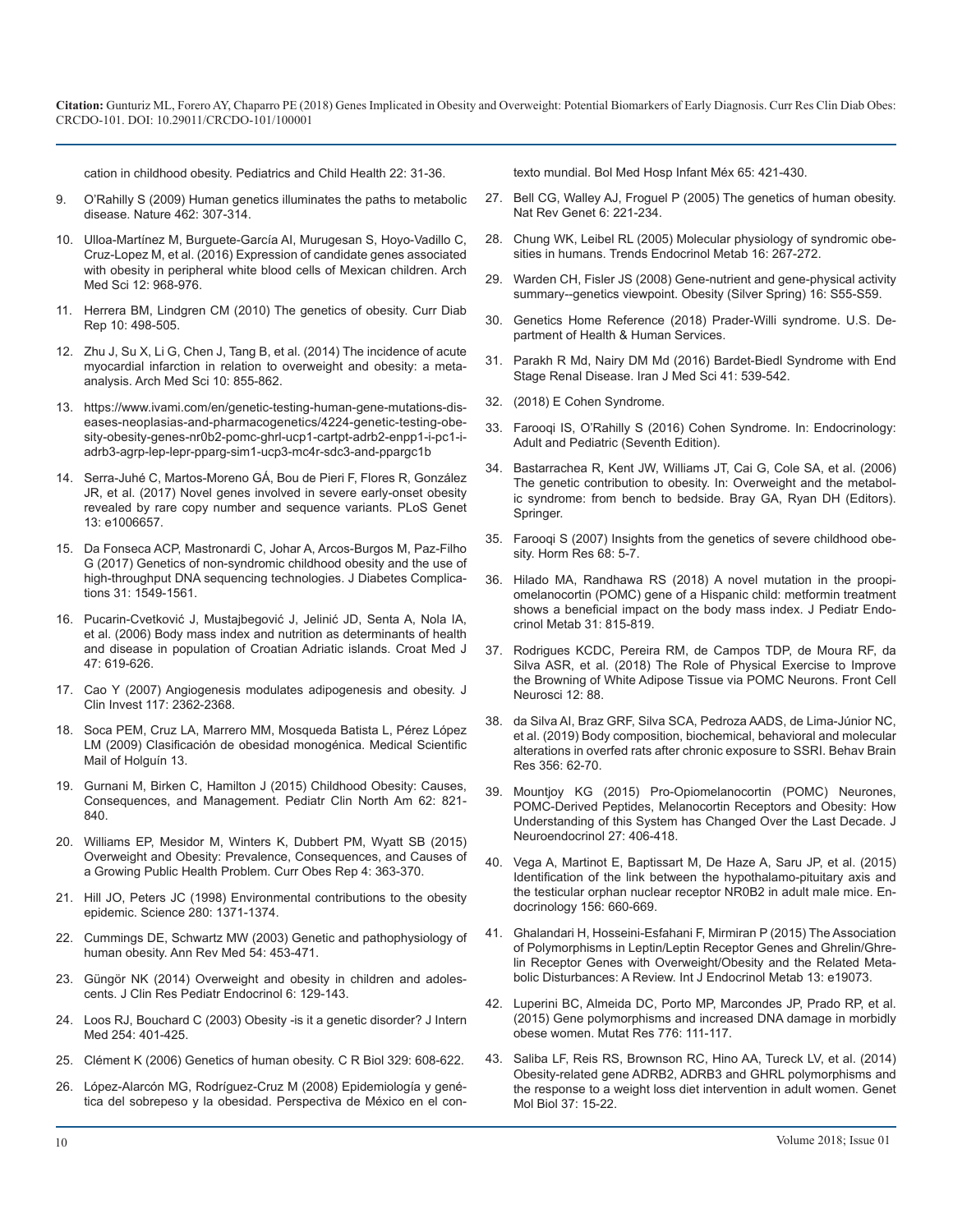cation in childhood obesity. Pediatrics and Child Health 22: 31-36.

9. O'Rahilly S (2009) Human genetics illuminates the paths to metabolic disease. Nature 462: 307-314.

10. Ulloa-Martínez M, Burguete-García AI, Murugesan S, Hoyo-Vadillo C, Cruz-Lopez M, et al. (2016) Expression of candidate genes associated with obesity in peripheral white blood cells of Mexican children. Arch Med Sci 12: 968-976.

11. Herrera BM, Lindgren CM (2010) The genetics of obesity. Curr Diab Rep 10: 498-505.

12. Zhu J, Su X, Li G, Chen J, Tang B, et al. (2014) The incidence of acute myocardial infarction in relation to overweight and obesity: a meta-analysis. Arch Med Sci 10: 855-862.

13. https://www.ivami.com/en/genetic-testing-human-gene-mutations-diseases-neoplasias-and-pharmacogenetics/4224-genetic-testing-obesity-obesity-genes-nr0b2-pomc-ghrl-ucp1-cartpt-adrb2-enpp1-i-pc1-i-adrb3-agrp-lep-lepr-pparg-sim1-ucp3-mc4r-sdc3-and-ppargc1b

14. Serra-Juhé C, Martos-Moreno GÁ, Bou de Pieri F, Flores R, González JR, et al. (2017) Novel genes involved in severe early-onset obesity revealed by rare copy number and sequence variants. PLoS Genet 13: e1006657.

15. Da Fonseca ACP, Mastronardi C, Johar A, Arcos-Burgos M, Paz-Filho G (2017) Genetics of non-syndromic childhood obesity and the use of high-throughput DNA sequencing technologies. J Diabetes Complications 31: 1549-1561.

16. Pucarin-Cvetković J, Mustajbegović J, Jelinić JD, Senta A, Nola IA, et al. (2006) Body mass index and nutrition as determinants of health and disease in population of Croatian Adriatic islands. Croat Med J 47: 619-626.

17. Cao Y (2007) Angiogenesis modulates adipogenesis and obesity. J Clin Invest 117: 2362-2368.

18. Soca PEM, Cruz LA, Marrero MM, Mosqueda Batista L, Pérez López LM (2009) Clasificación de obesidad monogénica. Medical Scientific Mail of Holguín 13.

19. Gurnani M, Birken C, Hamilton J (2015) Childhood Obesity: Causes, Consequences, and Management. Pediatr Clin North Am 62: 821-840.

20. Williams EP, Mesidor M, Winters K, Dubbert PM, Wyatt SB (2015) Overweight and Obesity: Prevalence, Consequences, and Causes of a Growing Public Health Problem. Curr Obes Rep 4: 363-370.

21. Hill JO, Peters JC (1998) Environmental contributions to the obesity epidemic. Science 280: 1371-1374.

22. Cummings DE, Schwartz MW (2003) Genetic and pathophysiology of human obesity. Ann Rev Med 54: 453-471.

23. Güngör NK (2014) Overweight and obesity in children and adolescents. J Clin Res Pediatr Endocrinol 6: 129-143.

24. Loos RJ, Bouchard C (2003) Obesity -is it a genetic disorder? J Intern Med 254: 401-425.

25. Clément K (2006) Genetics of human obesity. C R Biol 329: 608-622.

26. López-Alarcón MG, Rodríguez-Cruz M (2008) Epidemiología y genética del sobrepeso y la obesidad. Perspectiva de México en el contexto mundial. Bol Med Hosp Infant Méx 65: 421-430.

27. Bell CG, Walley AJ, Froguel P (2005) The genetics of human obesity. Nat Rev Genet 6: 221-234.

28. Chung WK, Leibel RL (2005) Molecular physiology of syndromic obesities in humans. Trends Endocrinol Metab 16: 267-272.

29. Warden CH, Fisler JS (2008) Gene-nutrient and gene-physical activity summary--genetics viewpoint. Obesity (Silver Spring) 16: S55-S59.

30. Genetics Home Reference (2018) Prader-Willi syndrome. U.S. Department of Health & Human Services.

31. Parakh R Md, Nairy DM Md (2016) Bardet-Biedl Syndrome with End Stage Renal Disease. Iran J Med Sci 41: 539-542.

32. (2018) E Cohen Syndrome.

33. Farooqi IS, O'Rahilly S (2016) Cohen Syndrome. In: Endocrinology: Adult and Pediatric (Seventh Edition).

34. Bastarrachea R, Kent JW, Williams JT, Cai G, Cole SA, et al. (2006) The genetic contribution to obesity. In: Overweight and the metabolic syndrome: from bench to bedside. Bray GA, Ryan DH (Editors). Springer.

35. Farooqi S (2007) Insights from the genetics of severe childhood obesity. Horm Res 68: 5-7.

36. Hilado MA, Randhawa RS (2018) A novel mutation in the proopiomelanocortin (POMC) gene of a Hispanic child: metformin treatment shows a beneficial impact on the body mass index. J Pediatr Endocrinol Metab 31: 815-819.

37. Rodrigues KCDC, Pereira RM, de Campos TDP, de Moura RF, da Silva ASR, et al. (2018) The Role of Physical Exercise to Improve the Browning of White Adipose Tissue via POMC Neurons. Front Cell Neurosci 12: 88.

38. da Silva AI, Braz GRF, Silva SCA, Pedroza AADS, de Lima-Júnior NC, et al. (2019) Body composition, biochemical, behavioral and molecular alterations in overfed rats after chronic exposure to SSRI. Behav Brain Res 356: 62-70.

39. Mountjoy KG (2015) Pro-Opiomelanocortin (POMC) Neurones, POMC-Derived Peptides, Melanocortin Receptors and Obesity: How Understanding of this System has Changed Over the Last Decade. J Neuroendocrinol 27: 406-418.

40. Vega A, Martinot E, Baptissart M, De Haze A, Saru JP, et al. (2015) Identification of the link between the hypothalamo-pituitary axis and the testicular orphan nuclear receptor NR0B2 in adult male mice. Endocrinology 156: 660-669.

41. Ghalandari H, Hosseini-Esfahani F, Mirmiran P (2015) The Association of Polymorphisms in Leptin/Leptin Receptor Genes and Ghrelin/Ghrelin Receptor Genes with Overweight/Obesity and the Related Metabolic Disturbances: A Review. Int J Endocrinol Metab 13: e19073.

42. Luperini BC, Almeida DC, Porto MP, Marcondes JP, Prado RP, et al. (2015) Gene polymorphisms and increased DNA damage in morbidly obese women. Mutat Res 776: 111-117.

43. Saliba LF, Reis RS, Brownson RC, Hino AA, Tureck LV, et al. (2014) Obesity-related gene ADRB2, ADRB3 and GHRL polymorphisms and the response to a weight loss diet intervention in adult women. Genet Mol Biol 37: 15-22.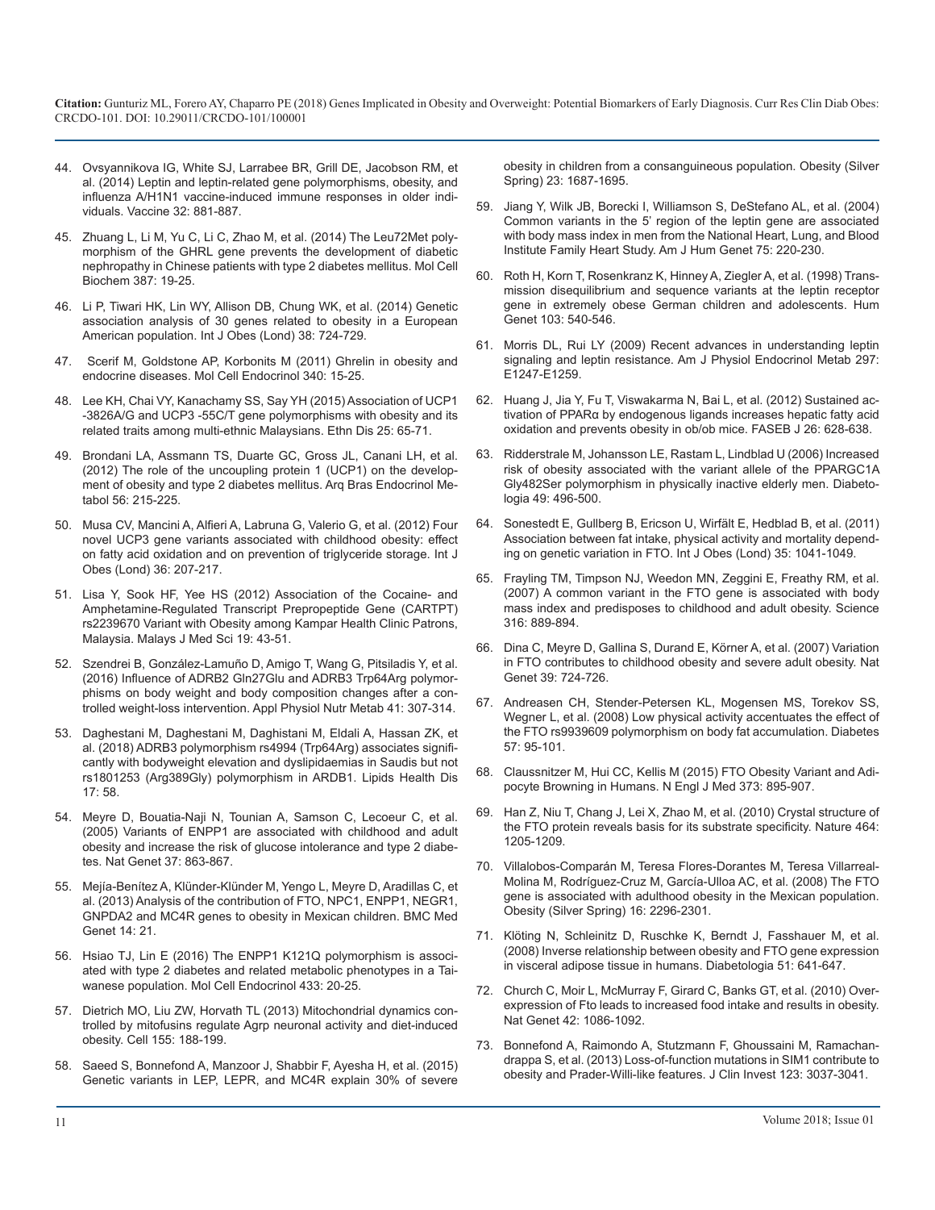44. Ovsyannikova IG, White SJ, Larrabee BR, Grill DE, Jacobson RM, et al. (2014) Leptin and leptin-related gene polymorphisms, obesity, and influenza A/H1N1 vaccine-induced immune responses in older individuals. Vaccine 32: 881-887.

45. Zhuang L, Li M, Yu C, Li C, Zhao M, et al. (2014) The Leu72Met polymorphism of the GHRL gene prevents the development of diabetic nephropathy in Chinese patients with type 2 diabetes mellitus. Mol Cell Biochem 387: 19-25.

46. Li P, Tiwari HK, Lin WY, Allison DB, Chung WK, et al. (2014) Genetic association analysis of 30 genes related to obesity in a European American population. Int J Obes (Lond) 38: 724-729.

47. Scerif M, Goldstone AP, Korbonits M (2011) Ghrelin in obesity and endocrine diseases. Mol Cell Endocrinol 340: 15-25.

48. Lee KH, Chai VY, Kanachamy SS, Say YH (2015) Association of UCP1 -3826A/G and UCP3 -55C/T gene polymorphisms with obesity and its related traits among multi-ethnic Malaysians. Ethn Dis 25: 65-71.

49. Brondani LA, Assmann TS, Duarte GC, Gross JL, Canani LH, et al. (2012) The role of the uncoupling protein 1 (UCP1) on the development of obesity and type 2 diabetes mellitus. Arq Bras Endocrinol Metabol 56: 215-225.

50. Musa CV, Mancini A, Alfieri A, Labruna G, Valerio G, et al. (2012) Four novel UCP3 gene variants associated with childhood obesity: effect on fatty acid oxidation and on prevention of triglyceride storage. Int J Obes (Lond) 36: 207-217.

51. Lisa Y, Sook HF, Yee HS (2012) Association of the Cocaine- and Amphetamine-Regulated Transcript Prepropeptide Gene (CARTPT) rs2239670 Variant with Obesity among Kampar Health Clinic Patrons, Malaysia. Malays J Med Sci 19: 43-51.

52. Szendrei B, González-Lamuño D, Amigo T, Wang G, Pitsiladis Y, et al. (2016) Influence of ADRB2 Gln27Glu and ADRB3 Trp64Arg polymorphisms on body weight and body composition changes after a controlled weight-loss intervention. Appl Physiol Nutr Metab 41: 307-314.

53. Daghestani M, Daghestani M, Daghistani M, Eldali A, Hassan ZK, et al. (2018) ADRB3 polymorphism rs4994 (Trp64Arg) associates significantly with bodyweight elevation and dyslipidaemias in Saudis but not rs1801253 (Arg389Gly) polymorphism in ARDB1. Lipids Health Dis 17: 58.

54. Meyre D, Bouatia-Naji N, Tounian A, Samson C, Lecoeur C, et al. (2005) Variants of ENPP1 are associated with childhood and adult obesity and increase the risk of glucose intolerance and type 2 diabetes. Nat Genet 37: 863-867.

55. Mejía-Benítez A, Klünder-Klünder M, Yengo L, Meyre D, Aradillas C, et al. (2013) Analysis of the contribution of FTO, NPC1, ENPP1, NEGR1, GNPDA2 and MC4R genes to obesity in Mexican children. BMC Med Genet 14: 21.

56. Hsiao TJ, Lin E (2016) The ENPP1 K121Q polymorphism is associated with type 2 diabetes and related metabolic phenotypes in a Taiwanese population. Mol Cell Endocrinol 433: 20-25.

57. Dietrich MO, Liu ZW, Horvath TL (2013) Mitochondrial dynamics controlled by mitofusins regulate Agrp neuronal activity and diet-induced obesity. Cell 155: 188-199.

58. Saeed S, Bonnefond A, Manzoor J, Shabbir F, Ayesha H, et al. (2015) Genetic variants in LEP, LEPR, and MC4R explain 30% of severe obesity in children from a consanguineous population. Obesity (Silver Spring) 23: 1687-1695.

59. Jiang Y, Wilk JB, Borecki I, Williamson S, DeStefano AL, et al. (2004) Common variants in the 5' region of the leptin gene are associated with body mass index in men from the National Heart, Lung, and Blood Institute Family Heart Study. Am J Hum Genet 75: 220-230.

60. Roth H, Korn T, Rosenkranz K, Hinney A, Ziegler A, et al. (1998) Transmission disequilibrium and sequence variants at the leptin receptor gene in extremely obese German children and adolescents. Hum Genet 103: 540-546.

61. Morris DL, Rui LY (2009) Recent advances in understanding leptin signaling and leptin resistance. Am J Physiol Endocrinol Metab 297: E1247-E1259.

62. Huang J, Jia Y, Fu T, Viswakarma N, Bai L, et al. (2012) Sustained activation of PPARα by endogenous ligands increases hepatic fatty acid oxidation and prevents obesity in ob/ob mice. FASEB J 26: 628-638.

63. Ridderstrale M, Johansson LE, Rastam L, Lindblad U (2006) Increased risk of obesity associated with the variant allele of the PPARGC1A Gly482Ser polymorphism in physically inactive elderly men. Diabetologia 49: 496-500.

64. Sonestedt E, Gullberg B, Ericson U, Wirfält E, Hedblad B, et al. (2011) Association between fat intake, physical activity and mortality depending on genetic variation in FTO. Int J Obes (Lond) 35: 1041-1049.

65. Frayling TM, Timpson NJ, Weedon MN, Zeggini E, Freathy RM, et al. (2007) A common variant in the FTO gene is associated with body mass index and predisposes to childhood and adult obesity. Science 316: 889-894.

66. Dina C, Meyre D, Gallina S, Durand E, Körner A, et al. (2007) Variation in FTO contributes to childhood obesity and severe adult obesity. Nat Genet 39: 724-726.

67. Andreasen CH, Stender-Petersen KL, Mogensen MS, Torekov SS, Wegner L, et al. (2008) Low physical activity accentuates the effect of the FTO rs9939609 polymorphism on body fat accumulation. Diabetes 57: 95-101.

68. Claussnitzer M, Hui CC, Kellis M (2015) FTO Obesity Variant and Adipocyte Browning in Humans. N Engl J Med 373: 895-907.

69. Han Z, Niu T, Chang J, Lei X, Zhao M, et al. (2010) Crystal structure of the FTO protein reveals basis for its substrate specificity. Nature 464: 1205-1209.

70. Villalobos-Comparán M, Teresa Flores-Dorantes M, Teresa Villarreal-Molina M, Rodríguez-Cruz M, García-Ulloa AC, et al. (2008) The FTO gene is associated with adulthood obesity in the Mexican population. Obesity (Silver Spring) 16: 2296-2301.

71. Klöting N, Schleinitz D, Ruschke K, Berndt J, Fasshauer M, et al. (2008) Inverse relationship between obesity and FTO gene expression in visceral adipose tissue in humans. Diabetologia 51: 641-647.

72. Church C, Moir L, McMurray F, Girard C, Banks GT, et al. (2010) Overexpression of Fto leads to increased food intake and results in obesity. Nat Genet 42: 1086-1092.

73. Bonnefond A, Raimondo A, Stutzmann F, Ghoussaini M, Ramachandrappa S, et al. (2013) Loss-of-function mutations in SIM1 contribute to obesity and Prader-Willi-like features. J Clin Invest 123: 3037-3041.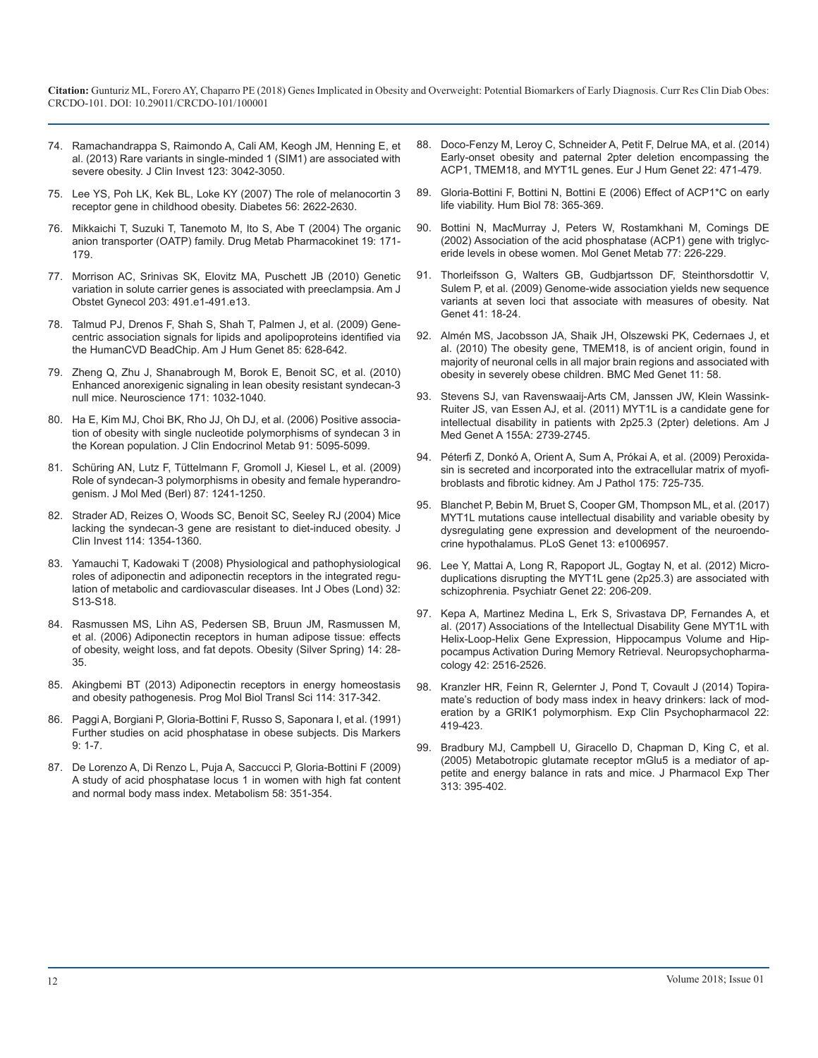74. Ramachandrappa S, Raimondo A, Cali AM, Keogh JM, Henning E, et al. (2013) Rare variants in single-minded 1 (SIM1) are associated with severe obesity. J Clin Invest 123: 3042-3050.

75. Lee YS, Poh LK, Kek BL, Loke KY (2007) The role of melanocortin 3 receptor gene in childhood obesity. Diabetes 56: 2622-2630.

76. Mikkaichi T, Suzuki T, Tanemoto M, Ito S, Abe T (2004) The organic anion transporter (OATP) family. Drug Metab Pharmacokinet 19: 171-179.

77. Morrison AC, Srinivas SK, Elovitz MA, Puschett JB (2010) Genetic variation in solute carrier genes is associated with preeclampsia. Am J Obstet Gynecol 203: 491.e1-491.e13.

78. Talmud PJ, Drenos F, Shah S, Shah T, Palmen J, et al. (2009) Gene-centric association signals for lipids and apolipoproteins identified via the HumanCVD BeadChip. Am J Hum Genet 85: 628-642.

79. Zheng Q, Zhu J, Shanabrough M, Borok E, Benoit SC, et al. (2010) Enhanced anorexigenic signaling in lean obesity resistant syndecan-3 null mice. Neuroscience 171: 1032-1040.

80. Ha E, Kim MJ, Choi BK, Rho JJ, Oh DJ, et al. (2006) Positive association of obesity with single nucleotide polymorphisms of syndecan 3 in the Korean population. J Clin Endocrinol Metab 91: 5095-5099.

81. Schüring AN, Lutz F, Tüttelmann F, Gromoll J, Kiesel L, et al. (2009) Role of syndecan-3 polymorphisms in obesity and female hyperandrogenism. J Mol Med (Berl) 87: 1241-1250.

82. Strader AD, Reizes O, Woods SC, Benoit SC, Seeley RJ (2004) Mice lacking the syndecan-3 gene are resistant to diet-induced obesity. J Clin Invest 114: 1354-1360.

83. Yamauchi T, Kadowaki T (2008) Physiological and pathophysiological roles of adiponectin and adiponectin receptors in the integrated regulation of metabolic and cardiovascular diseases. Int J Obes (Lond) 32: S13-S18.

84. Rasmussen MS, Lihn AS, Pedersen SB, Bruun JM, Rasmussen M, et al. (2006) Adiponectin receptors in human adipose tissue: effects of obesity, weight loss, and fat depots. Obesity (Silver Spring) 14: 28-35.

85. Akingbemi BT (2013) Adiponectin receptors in energy homeostasis and obesity pathogenesis. Prog Mol Biol Transl Sci 114: 317-342.

86. Paggi A, Borgiani P, Gloria-Bottini F, Russo S, Saponara I, et al. (1991) Further studies on acid phosphatase in obese subjects. Dis Markers 9: 1-7.

87. De Lorenzo A, Di Renzo L, Puja A, Saccucci P, Gloria-Bottini F (2009) A study of acid phosphatase locus 1 in women with high fat content and normal body mass index. Metabolism 58: 351-354.

88. Doco-Fenzy M, Leroy C, Schneider A, Petit F, Delrue MA, et al. (2014) Early-onset obesity and paternal 2pter deletion encompassing the ACP1, TMEM18, and MYT1L genes. Eur J Hum Genet 22: 471-479.

89. Gloria-Bottini F, Bottini N, Bottini E (2006) Effect of ACP1*C on early life viability. Hum Biol 78: 365-369.

90. Bottini N, MacMurray J, Peters W, Rostamkhani M, Comings DE (2002) Association of the acid phosphatase (ACP1) gene with triglyceride levels in obese women. Mol Genet Metab 77: 226-229.

91. Thorleifsson G, Walters GB, Gudbjartsson DF, Steinthorsdottir V, Sulem P, et al. (2009) Genome-wide association yields new sequence variants at seven loci that associate with measures of obesity. Nat Genet 41: 18-24.

92. Almén MS, Jacobsson JA, Shaik JH, Olszewski PK, Cedernaes J, et al. (2010) The obesity gene, TMEM18, is of ancient origin, found in majority of neuronal cells in all major brain regions and associated with obesity in severely obese children. BMC Med Genet 11: 58.

93. Stevens SJ, van Ravenswaaij-Arts CM, Janssen JW, Klein Wassink-Ruiter JS, van Essen AJ, et al. (2011) MYT1L is a candidate gene for intellectual disability in patients with 2p25.3 (2pter) deletions. Am J Med Genet A 155A: 2739-2745.

94. Péterfi Z, Donkó A, Orient A, Sum A, Prókai A, et al. (2009) Peroxidasin is secreted and incorporated into the extracellular matrix of myofibroblasts and fibrotic kidney. Am J Pathol 175: 725-735.

95. Blanchet P, Bebin M, Bruet S, Cooper GM, Thompson ML, et al. (2017) MYT1L mutations cause intellectual disability and variable obesity by dysregulating gene expression and development of the neuroendocrine hypothalamus. PLoS Genet 13: e1006957.

96. Lee Y, Mattai A, Long R, Rapoport JL, Gogtay N, et al. (2012) Microduplications disrupting the MYT1L gene (2p25.3) are associated with schizophrenia. Psychiatr Genet 22: 206-209.

97. Kepa A, Martinez Medina L, Erk S, Srivastava DP, Fernandes A, et al. (2017) Associations of the Intellectual Disability Gene MYT1L with Helix-Loop-Helix Gene Expression, Hippocampus Volume and Hippocampus Activation During Memory Retrieval. Neuropsychopharmacology 42: 2516-2526.

98. Kranzler HR, Feinn R, Gelernter J, Pond T, Covault J (2014) Topiramate's reduction of body mass index in heavy drinkers: lack of moderation by a GRIK1 polymorphism. Exp Clin Psychopharmacol 22: 419-423.

99. Bradbury MJ, Campbell U, Giracello D, Chapman D, King C, et al. (2005) Metabotropic glutamate receptor mGlu5 is a mediator of appetite and energy balance in rats and mice. J Pharmacol Exp Ther 313: 395-402.